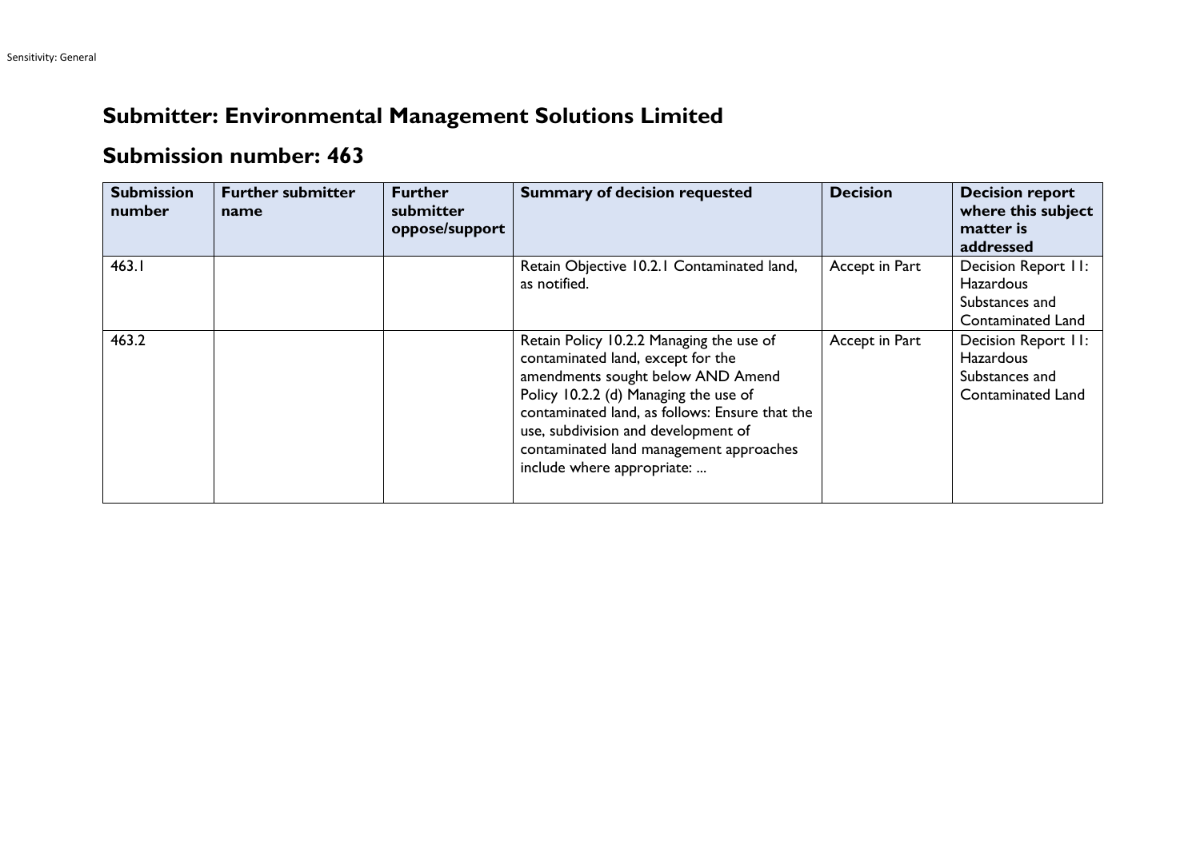## Submitter: Environmental Management Solutions Limited

## Submission number: 463

| Submission number | Further submitter name | Further submitter oppose/support | Summary of decision requested | Decision | Decision report where this subject matter is addressed |
|---|---|---|---|---|---|
| 463.1 | | | Retain Objective 10.2.1 Contaminated land, as notified. | Accept in Part | Decision Report 11: Hazardous Substances and Contaminated Land |
| 463.2 | | | Retain Policy 10.2.2 Managing the use of contaminated land, except for the amendments sought below AND Amend Policy 10.2.2 (d) Managing the use of contaminated land, as follows: Ensure that the use, subdivision and development of contaminated land management approaches include where appropriate: ... | Accept in Part | Decision Report 11: Hazardous Substances and Contaminated Land |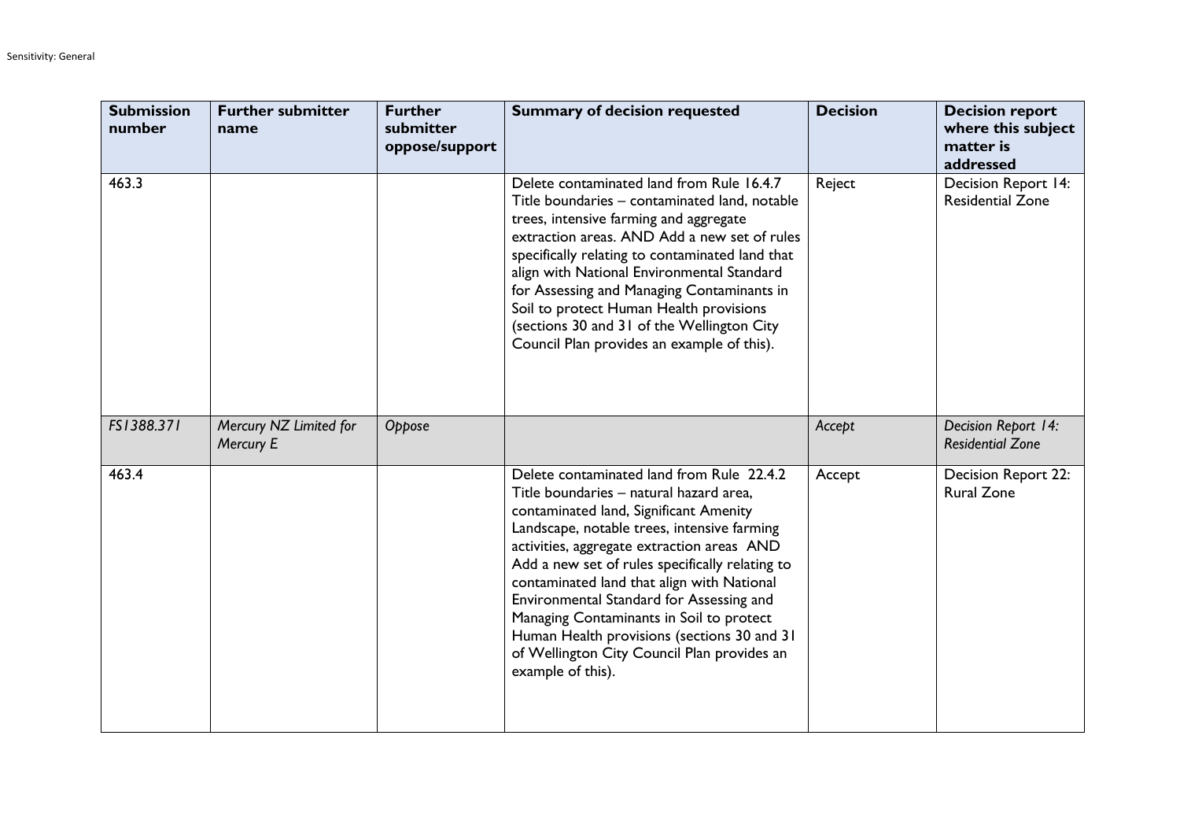| Submission number | Further submitter name | Further submitter oppose/support | Summary of decision requested | Decision | Decision report where this subject matter is addressed |
|---|---|---|---|---|---|
| 463.3 | | | Delete contaminated land from Rule 16.4.7 Title boundaries – contaminated land, notable trees, intensive farming and aggregate extraction areas. AND Add a new set of rules specifically relating to contaminated land that align with National Environmental Standard for Assessing and Managing Contaminants in Soil to protect Human Health provisions (sections 30 and 31 of the Wellington City Council Plan provides an example of this). | Reject | Decision Report 14: Residential Zone |
| *FS1388.371* | *Mercury NZ Limited for Mercury E* | *Oppose* | | *Accept* | *Decision Report 14: Residential Zone* |
| 463.4 | | | Delete contaminated land from Rule 22.4.2 Title boundaries – natural hazard area, contaminated land, Significant Amenity Landscape, notable trees, intensive farming activities, aggregate extraction areas AND Add a new set of rules specifically relating to contaminated land that align with National Environmental Standard for Assessing and Managing Contaminants in Soil to protect Human Health provisions (sections 30 and 31 of Wellington City Council Plan provides an example of this). | Accept | Decision Report 22: Rural Zone |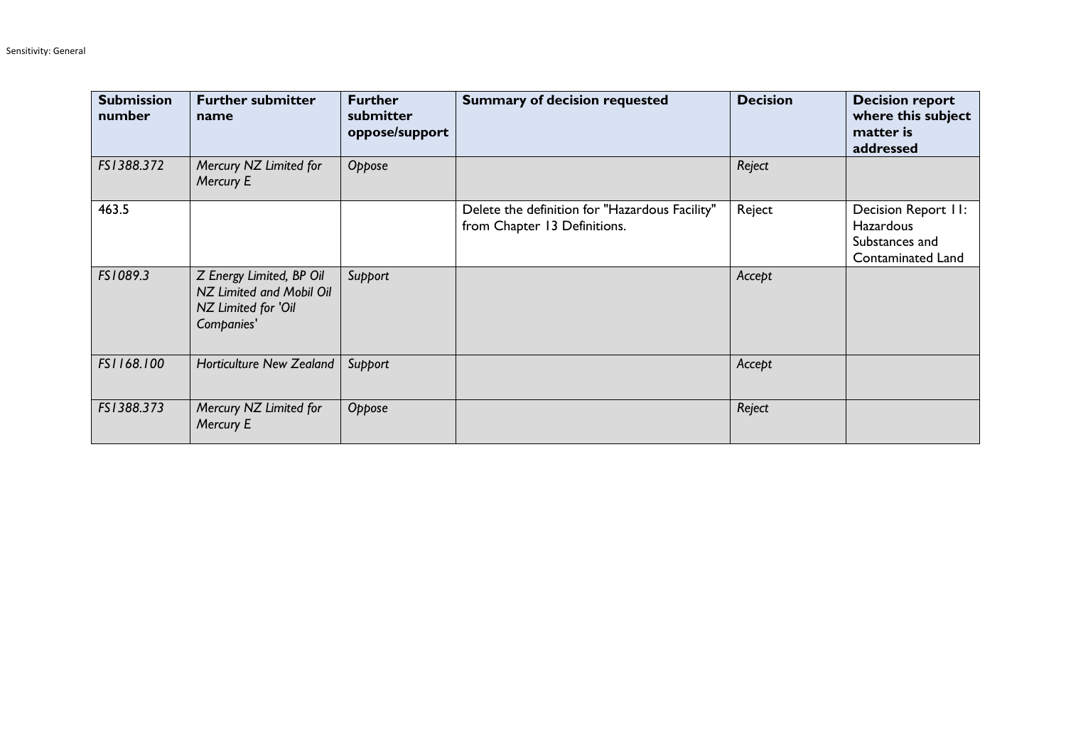| Submission number | Further submitter name | Further submitter oppose/support | Summary of decision requested | Decision | Decision report where this subject matter is addressed |
|---|---|---|---|---|---|
| *FS1388.372* | *Mercury NZ Limited for Mercury E* | *Oppose* | | *Reject* | |
| 463.5 | | | Delete the definition for "Hazardous Facility" from Chapter 13 Definitions. | Reject | Decision Report 11: Hazardous Substances and Contaminated Land |
| *FS1089.3* | *Z Energy Limited, BP Oil NZ Limited and Mobil Oil NZ Limited for 'Oil Companies'* | *Support* | | *Accept* | |
| *FS1168.100* | *Horticulture New Zealand* | *Support* | | *Accept* | |
| *FS1388.373* | *Mercury NZ Limited for Mercury E* | *Oppose* | | *Reject* | |